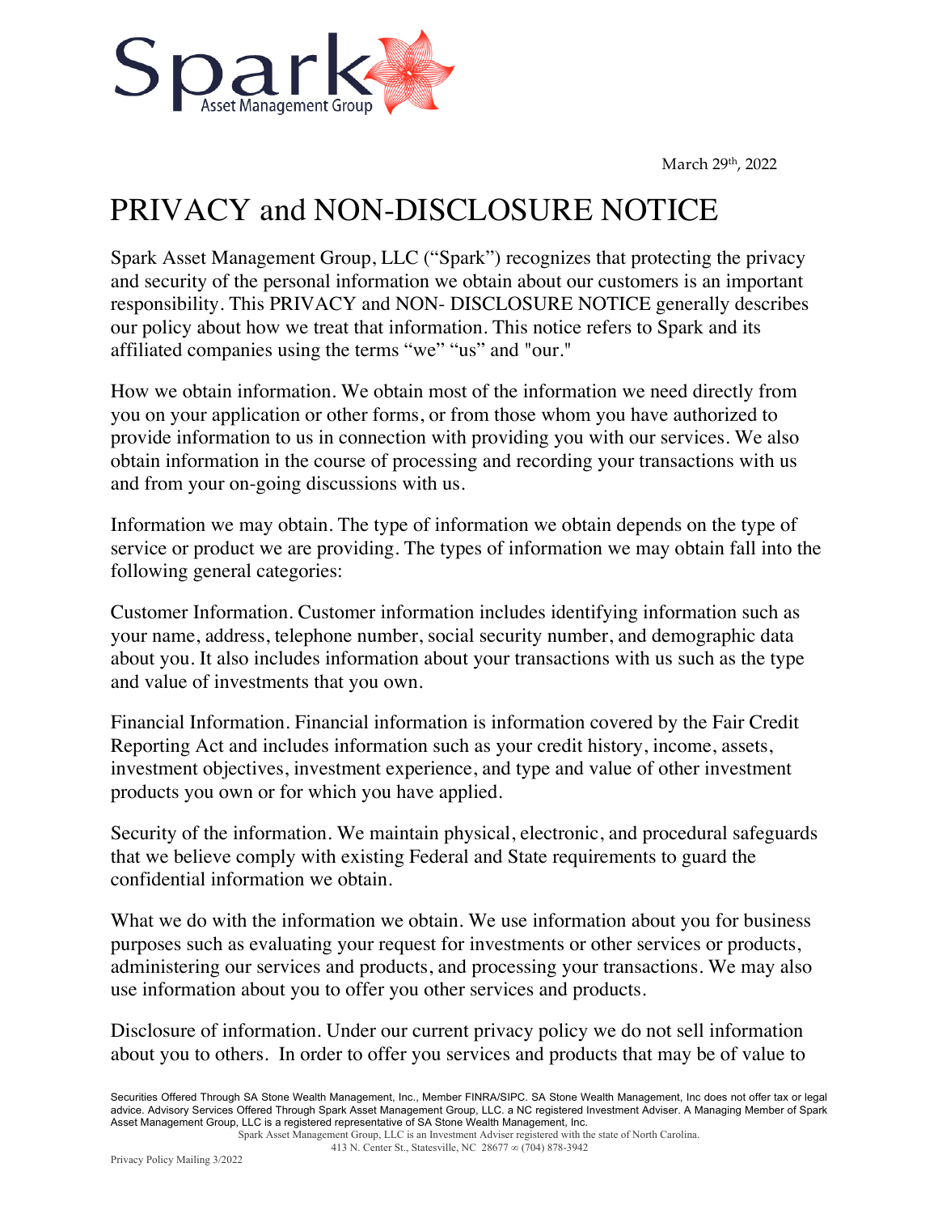Spark Asset Management Group

March 29th, 2022

# PRIVACY and NON-DISCLOSURE NOTICE

Spark Asset Management Group, LLC ("Spark") recognizes that protecting the privacy and security of the personal information we obtain about our customers is an important responsibility. This PRIVACY and NON- DISCLOSURE NOTICE generally describes our policy about how we treat that information. This notice refers to Spark and its affiliated companies using the terms "we" "us" and "our."

How we obtain information. We obtain most of the information we need directly from you on your application or other forms, or from those whom you have authorized to provide information to us in connection with providing you with our services. We also obtain information in the course of processing and recording your transactions with us and from your on-going discussions with us.

Information we may obtain. The type of information we obtain depends on the type of service or product we are providing. The types of information we may obtain fall into the following general categories:

Customer Information. Customer information includes identifying information such as your name, address, telephone number, social security number, and demographic data about you. It also includes information about your transactions with us such as the type and value of investments that you own.

Financial Information. Financial information is information covered by the Fair Credit Reporting Act and includes information such as your credit history, income, assets, investment objectives, investment experience, and type and value of other investment products you own or for which you have applied.

Security of the information. We maintain physical, electronic, and procedural safeguards that we believe comply with existing Federal and State requirements to guard the confidential information we obtain.

What we do with the information we obtain. We use information about you for business purposes such as evaluating your request for investments or other services or products, administering our services and products, and processing your transactions. We may also use information about you to offer you other services and products.

Disclosure of information. Under our current privacy policy we do not sell information about you to others. In order to offer you services and products that may be of value to

Securities Offered Through SA Stone Wealth Management, Inc., Member FINRA/SIPC. SA Stone Wealth Management, Inc does not offer tax or legal advice. Advisory Services Offered Through Spark Asset Management Group, LLC. a NC registered Investment Adviser. A Managing Member of Spark Asset Management Group, LLC is a registered representative of SA Stone Wealth Management, Inc.
Spark Asset Management Group, LLC is an Investment Adviser registered with the state of North Carolina.
413 N. Center St., Statesville, NC 28677 ∞ (704) 878-3942

Privacy Policy Mailing 3/2022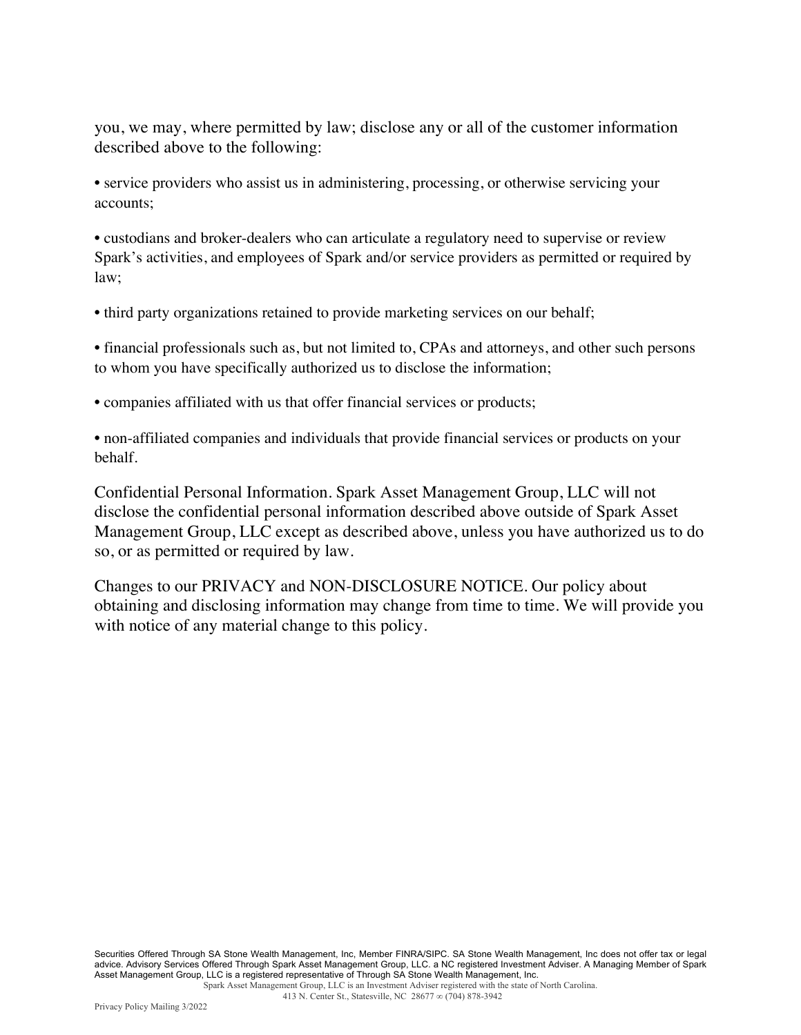you, we may, where permitted by law; disclose any or all of the customer information described above to the following:

• service providers who assist us in administering, processing, or otherwise servicing your accounts;

• custodians and broker-dealers who can articulate a regulatory need to supervise or review Spark's activities, and employees of Spark and/or service providers as permitted or required by law;

• third party organizations retained to provide marketing services on our behalf;

• financial professionals such as, but not limited to, CPAs and attorneys, and other such persons to whom you have specifically authorized us to disclose the information;

• companies affiliated with us that offer financial services or products;

• non-affiliated companies and individuals that provide financial services or products on your behalf.

Confidential Personal Information. Spark Asset Management Group, LLC will not disclose the confidential personal information described above outside of Spark Asset Management Group, LLC except as described above, unless you have authorized us to do so, or as permitted or required by law.

Changes to our PRIVACY and NON-DISCLOSURE NOTICE. Our policy about obtaining and disclosing information may change from time to time. We will provide you with notice of any material change to this policy.

Securities Offered Through SA Stone Wealth Management, Inc, Member FINRA/SIPC. SA Stone Wealth Management, Inc does not offer tax or legal advice. Advisory Services Offered Through Spark Asset Management Group, LLC. a NC registered Investment Adviser. A Managing Member of Spark Asset Management Group, LLC is a registered representative of Through SA Stone Wealth Management, Inc.

Spark Asset Management Group, LLC is an Investment Adviser registered with the state of North Carolina.

413 N. Center St., Statesville, NC 28677 ∞ (704) 878-3942

Privacy Policy Mailing 3/2022